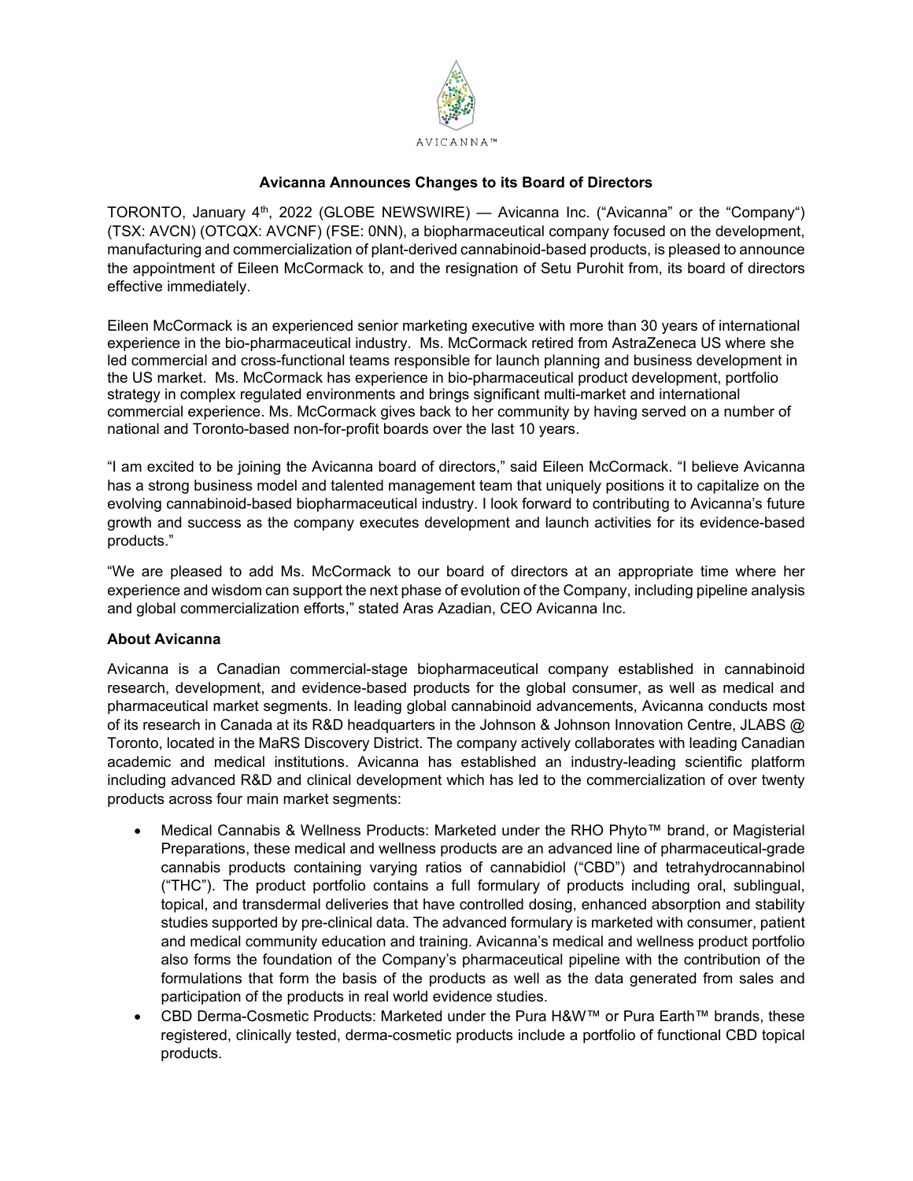AVICANNA™

**Avicanna Announces Changes to its Board of Directors**

TORONTO, January 4th, 2022 (GLOBE NEWSWIRE) — Avicanna Inc. ("Avicanna" or the "Company") (TSX: AVCN) (OTCQX: AVCNF) (FSE: 0NN), a biopharmaceutical company focused on the development, manufacturing and commercialization of plant-derived cannabinoid-based products, is pleased to announce the appointment of Eileen McCormack to, and the resignation of Setu Purohit from, its board of directors effective immediately.

Eileen McCormack is an experienced senior marketing executive with more than 30 years of international experience in the bio-pharmaceutical industry. Ms. McCormack retired from AstraZeneca US where she led commercial and cross-functional teams responsible for launch planning and business development in the US market. Ms. McCormack has experience in bio-pharmaceutical product development, portfolio strategy in complex regulated environments and brings significant multi-market and international commercial experience. Ms. McCormack gives back to her community by having served on a number of national and Toronto-based non-for-profit boards over the last 10 years.

"I am excited to be joining the Avicanna board of directors," said Eileen McCormack. "I believe Avicanna has a strong business model and talented management team that uniquely positions it to capitalize on the evolving cannabinoid-based biopharmaceutical industry. I look forward to contributing to Avicanna's future growth and success as the company executes development and launch activities for its evidence-based products."

"We are pleased to add Ms. McCormack to our board of directors at an appropriate time where her experience and wisdom can support the next phase of evolution of the Company, including pipeline analysis and global commercialization efforts," stated Aras Azadian, CEO Avicanna Inc.

**About Avicanna**

Avicanna is a Canadian commercial-stage biopharmaceutical company established in cannabinoid research, development, and evidence-based products for the global consumer, as well as medical and pharmaceutical market segments. In leading global cannabinoid advancements, Avicanna conducts most of its research in Canada at its R&D headquarters in the Johnson & Johnson Innovation Centre, JLABS @ Toronto, located in the MaRS Discovery District. The company actively collaborates with leading Canadian academic and medical institutions. Avicanna has established an industry-leading scientific platform including advanced R&D and clinical development which has led to the commercialization of over twenty products across four main market segments:

- Medical Cannabis & Wellness Products: Marketed under the RHO Phyto™ brand, or Magisterial Preparations, these medical and wellness products are an advanced line of pharmaceutical-grade cannabis products containing varying ratios of cannabidiol ("CBD") and tetrahydrocannabinol ("THC"). The product portfolio contains a full formulary of products including oral, sublingual, topical, and transdermal deliveries that have controlled dosing, enhanced absorption and stability studies supported by pre-clinical data. The advanced formulary is marketed with consumer, patient and medical community education and training. Avicanna's medical and wellness product portfolio also forms the foundation of the Company's pharmaceutical pipeline with the contribution of the formulations that form the basis of the products as well as the data generated from sales and participation of the products in real world evidence studies.
- CBD Derma-Cosmetic Products: Marketed under the Pura H&W™ or Pura Earth™ brands, these registered, clinically tested, derma-cosmetic products include a portfolio of functional CBD topical products.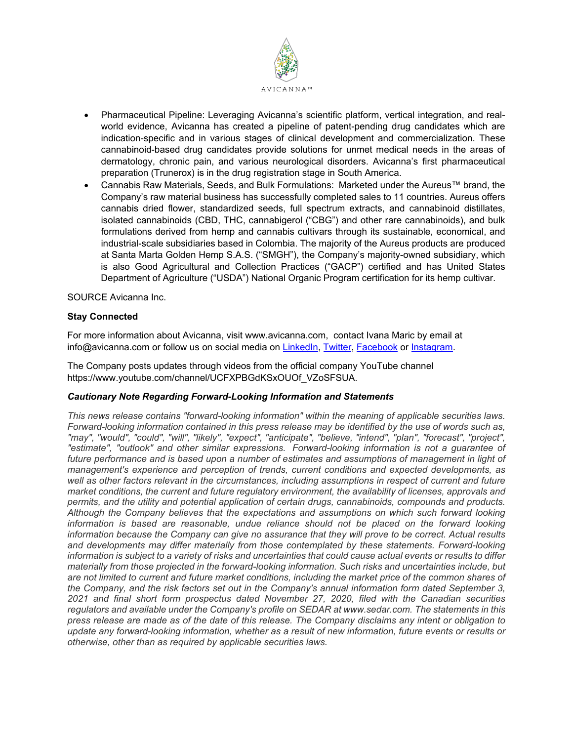- Pharmaceutical Pipeline: Leveraging Avicanna's scientific platform, vertical integration, and real-world evidence, Avicanna has created a pipeline of patent-pending drug candidates which are indication-specific and in various stages of clinical development and commercialization. These cannabinoid-based drug candidates provide solutions for unmet medical needs in the areas of dermatology, chronic pain, and various neurological disorders. Avicanna's first pharmaceutical preparation (Trunerox) is in the drug registration stage in South America.
- Cannabis Raw Materials, Seeds, and Bulk Formulations: Marketed under the Aureus™ brand, the Company's raw material business has successfully completed sales to 11 countries. Aureus offers cannabis dried flower, standardized seeds, full spectrum extracts, and cannabinoid distillates, isolated cannabinoids (CBD, THC, cannabigerol ("CBG") and other rare cannabinoids), and bulk formulations derived from hemp and cannabis cultivars through its sustainable, economical, and industrial-scale subsidiaries based in Colombia. The majority of the Aureus products are produced at Santa Marta Golden Hemp S.A.S. ("SMGH"), the Company's majority-owned subsidiary, which is also Good Agricultural and Collection Practices ("GACP") certified and has United States Department of Agriculture ("USDA") National Organic Program certification for its hemp cultivar.

SOURCE Avicanna Inc.

**Stay Connected**

For more information about Avicanna, visit www.avicanna.com, contact Ivana Maric by email at info@avicanna.com or follow us on social media on LinkedIn, Twitter, Facebook or Instagram.

The Company posts updates through videos from the official company YouTube channel https://www.youtube.com/channel/UCFXPBGdKSxOUOf_VZoSFSUA.

***Cautionary Note Regarding Forward-Looking Information and Statements***

*This news release contains "forward-looking information" within the meaning of applicable securities laws. Forward-looking information contained in this press release may be identified by the use of words such as, "may", "would", "could", "will", "likely", "expect", "anticipate", "believe, "intend", "plan", "forecast", "project", "estimate", "outlook" and other similar expressions. Forward-looking information is not a guarantee of future performance and is based upon a number of estimates and assumptions of management in light of management's experience and perception of trends, current conditions and expected developments, as well as other factors relevant in the circumstances, including assumptions in respect of current and future market conditions, the current and future regulatory environment, the availability of licenses, approvals and permits, and the utility and potential application of certain drugs, cannabinoids, compounds and products. Although the Company believes that the expectations and assumptions on which such forward looking information is based are reasonable, undue reliance should not be placed on the forward looking information because the Company can give no assurance that they will prove to be correct. Actual results and developments may differ materially from those contemplated by these statements. Forward-looking information is subject to a variety of risks and uncertainties that could cause actual events or results to differ materially from those projected in the forward-looking information. Such risks and uncertainties include, but are not limited to current and future market conditions, including the market price of the common shares of the Company, and the risk factors set out in the Company's annual information form dated September 3, 2021 and final short form prospectus dated November 27, 2020, filed with the Canadian securities regulators and available under the Company's profile on SEDAR at www.sedar.com. The statements in this press release are made as of the date of this release. The Company disclaims any intent or obligation to update any forward-looking information, whether as a result of new information, future events or results or otherwise, other than as required by applicable securities laws.*